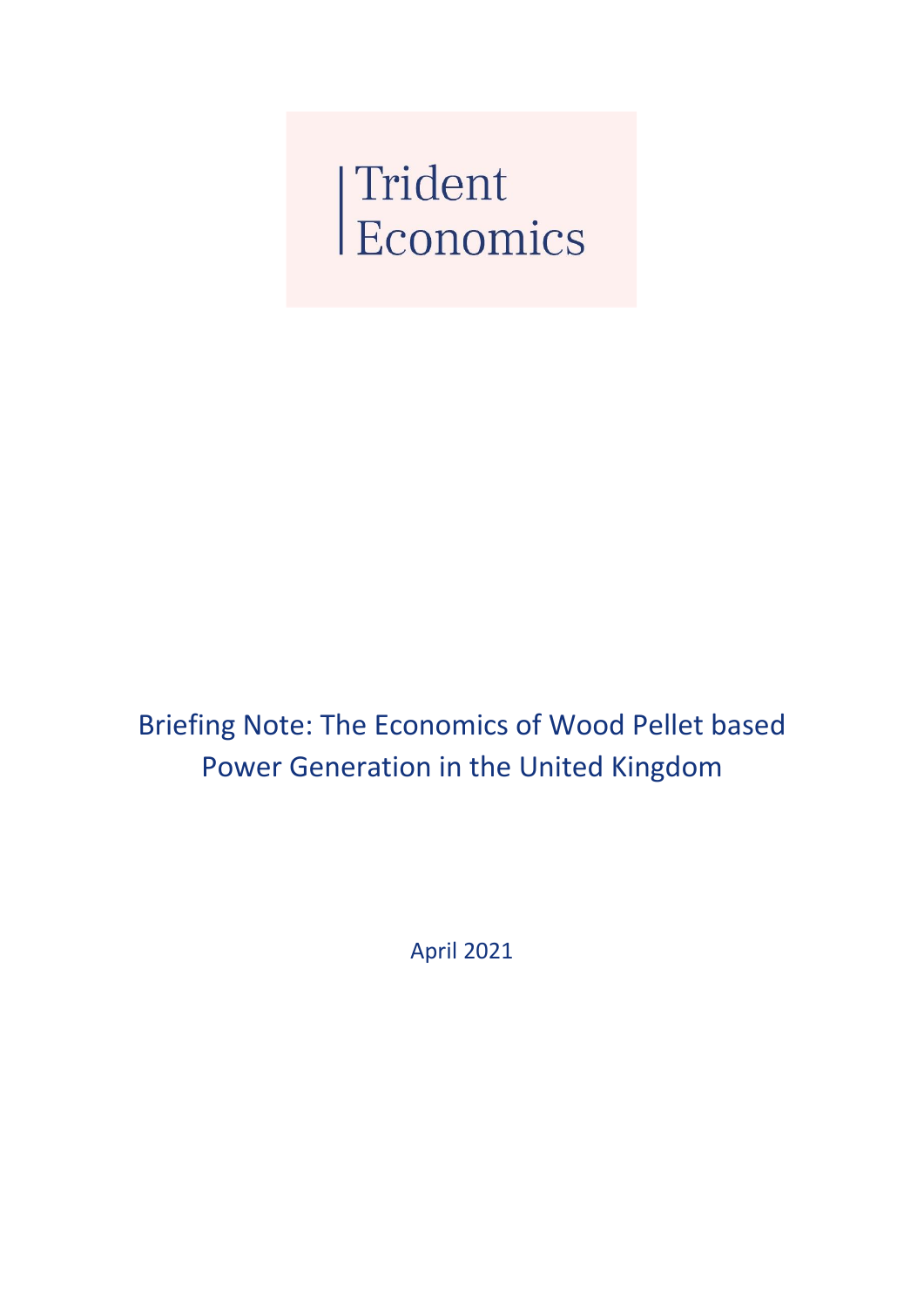Trident Economics

# Briefing Note: The Economics of Wood Pellet based Power Generation in the United Kingdom

April 2021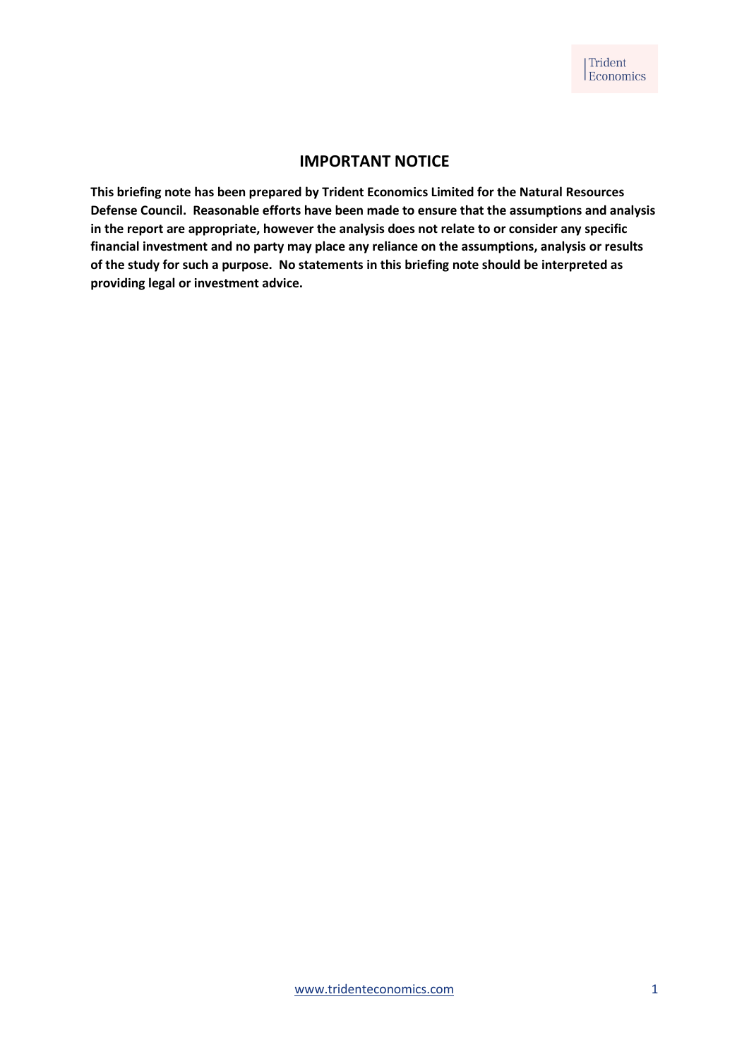## IMPORTANT NOTICE

**This briefing note has been prepared by Trident Economics Limited for the Natural Resources Defense Council. Reasonable efforts have been made to ensure that the assumptions and analysis in the report are appropriate, however the analysis does not relate to or consider any specific financial investment and no party may place any reliance on the assumptions, analysis or results of the study for such a purpose. No statements in this briefing note should be interpreted as providing legal or investment advice.**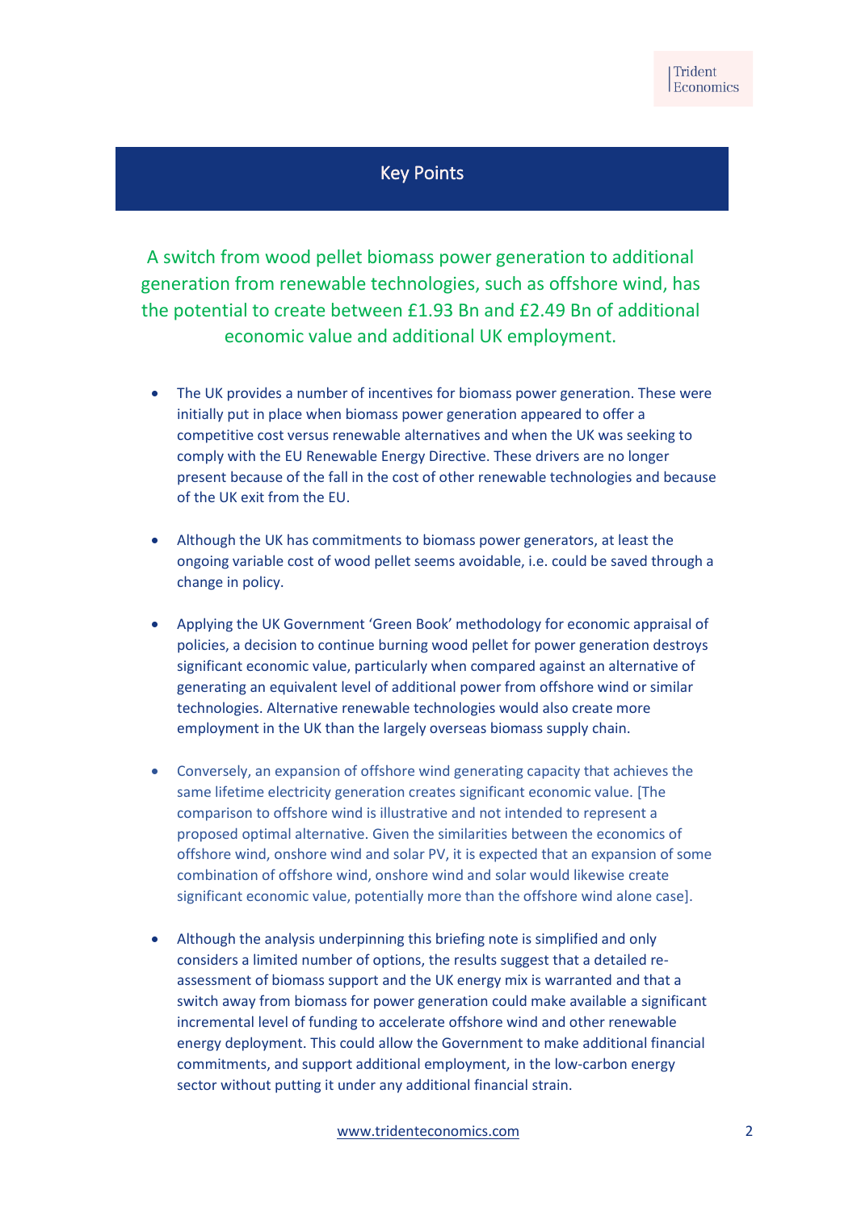## Key Points

**A switch from wood pellet biomass power generation to additional generation from renewable technologies, such as offshore wind, has the potential to create between £1.93 Bn and £2.49 Bn of additional economic value and additional UK employment.**

- The UK provides a number of incentives for biomass power generation. These were initially put in place when biomass power generation appeared to offer a competitive cost versus renewable alternatives and when the UK was seeking to comply with the EU Renewable Energy Directive. These drivers are no longer present because of the fall in the cost of other renewable technologies and because of the UK exit from the EU.

- Although the UK has commitments to biomass power generators, at least the ongoing variable cost of wood pellet seems avoidable, i.e. could be saved through a change in policy.

- Applying the UK Government 'Green Book' methodology for economic appraisal of policies, a decision to continue burning wood pellet for power generation destroys significant economic value, particularly when compared against an alternative of generating an equivalent level of additional power from offshore wind or similar technologies. Alternative renewable technologies would also create more employment in the UK than the largely overseas biomass supply chain.

- Conversely, an expansion of offshore wind generating capacity that achieves the same lifetime electricity generation creates significant economic value. [The comparison to offshore wind is illustrative and not intended to represent a proposed optimal alternative. Given the similarities between the economics of offshore wind, onshore wind and solar PV, it is expected that an expansion of some combination of offshore wind, onshore wind and solar would likewise create significant economic value, potentially more than the offshore wind alone case].

- Although the analysis underpinning this briefing note is simplified and only considers a limited number of options, the results suggest that a detailed re-assessment of biomass support and the UK energy mix is warranted and that a switch away from biomass for power generation could make available a significant incremental level of funding to accelerate offshore wind and other renewable energy deployment. This could allow the Government to make additional financial commitments, and support additional employment, in the low-carbon energy sector without putting it under any additional financial strain.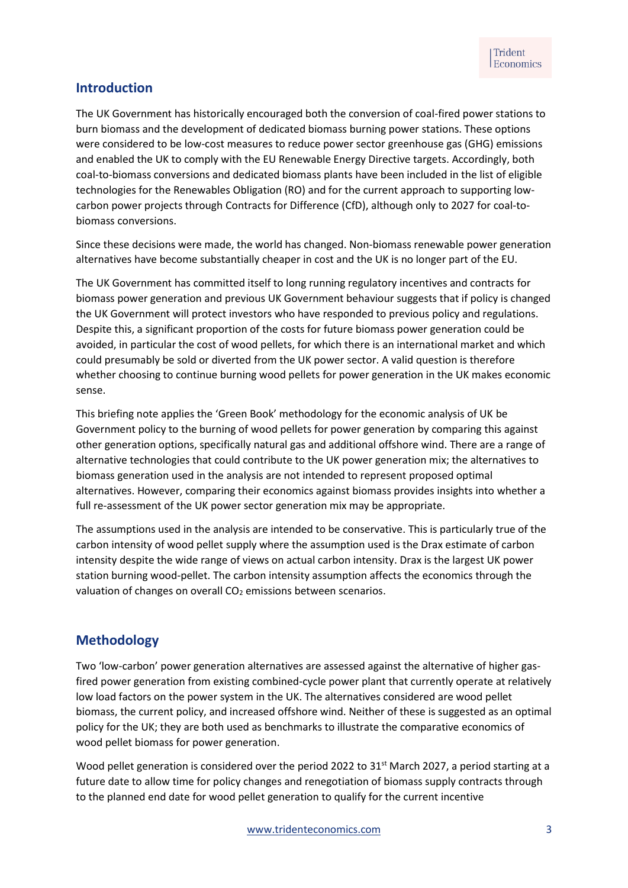## Introduction

The UK Government has historically encouraged both the conversion of coal-fired power stations to burn biomass and the development of dedicated biomass burning power stations. These options were considered to be low-cost measures to reduce power sector greenhouse gas (GHG) emissions and enabled the UK to comply with the EU Renewable Energy Directive targets. Accordingly, both coal-to-biomass conversions and dedicated biomass plants have been included in the list of eligible technologies for the Renewables Obligation (RO) and for the current approach to supporting low-carbon power projects through Contracts for Difference (CfD), although only to 2027 for coal-to-biomass conversions.

Since these decisions were made, the world has changed. Non-biomass renewable power generation alternatives have become substantially cheaper in cost and the UK is no longer part of the EU.

The UK Government has committed itself to long running regulatory incentives and contracts for biomass power generation and previous UK Government behaviour suggests that if policy is changed the UK Government will protect investors who have responded to previous policy and regulations. Despite this, a significant proportion of the costs for future biomass power generation could be avoided, in particular the cost of wood pellets, for which there is an international market and which could presumably be sold or diverted from the UK power sector. A valid question is therefore whether choosing to continue burning wood pellets for power generation in the UK makes economic sense.

This briefing note applies the 'Green Book' methodology for the economic analysis of UK be Government policy to the burning of wood pellets for power generation by comparing this against other generation options, specifically natural gas and additional offshore wind. There are a range of alternative technologies that could contribute to the UK power generation mix; the alternatives to biomass generation used in the analysis are not intended to represent proposed optimal alternatives. However, comparing their economics against biomass provides insights into whether a full re-assessment of the UK power sector generation mix may be appropriate.

The assumptions used in the analysis are intended to be conservative. This is particularly true of the carbon intensity of wood pellet supply where the assumption used is the Drax estimate of carbon intensity despite the wide range of views on actual carbon intensity. Drax is the largest UK power station burning wood-pellet. The carbon intensity assumption affects the economics through the valuation of changes on overall $CO_2$ emissions between scenarios.

## Methodology

Two 'low-carbon' power generation alternatives are assessed against the alternative of higher gas-fired power generation from existing combined-cycle power plant that currently operate at relatively low load factors on the power system in the UK. The alternatives considered are wood pellet biomass, the current policy, and increased offshore wind. Neither of these is suggested as an optimal policy for the UK; they are both used as benchmarks to illustrate the comparative economics of wood pellet biomass for power generation.

Wood pellet generation is considered over the period 2022 to 31st March 2027, a period starting at a future date to allow time for policy changes and renegotiation of biomass supply contracts through to the planned end date for wood pellet generation to qualify for the current incentive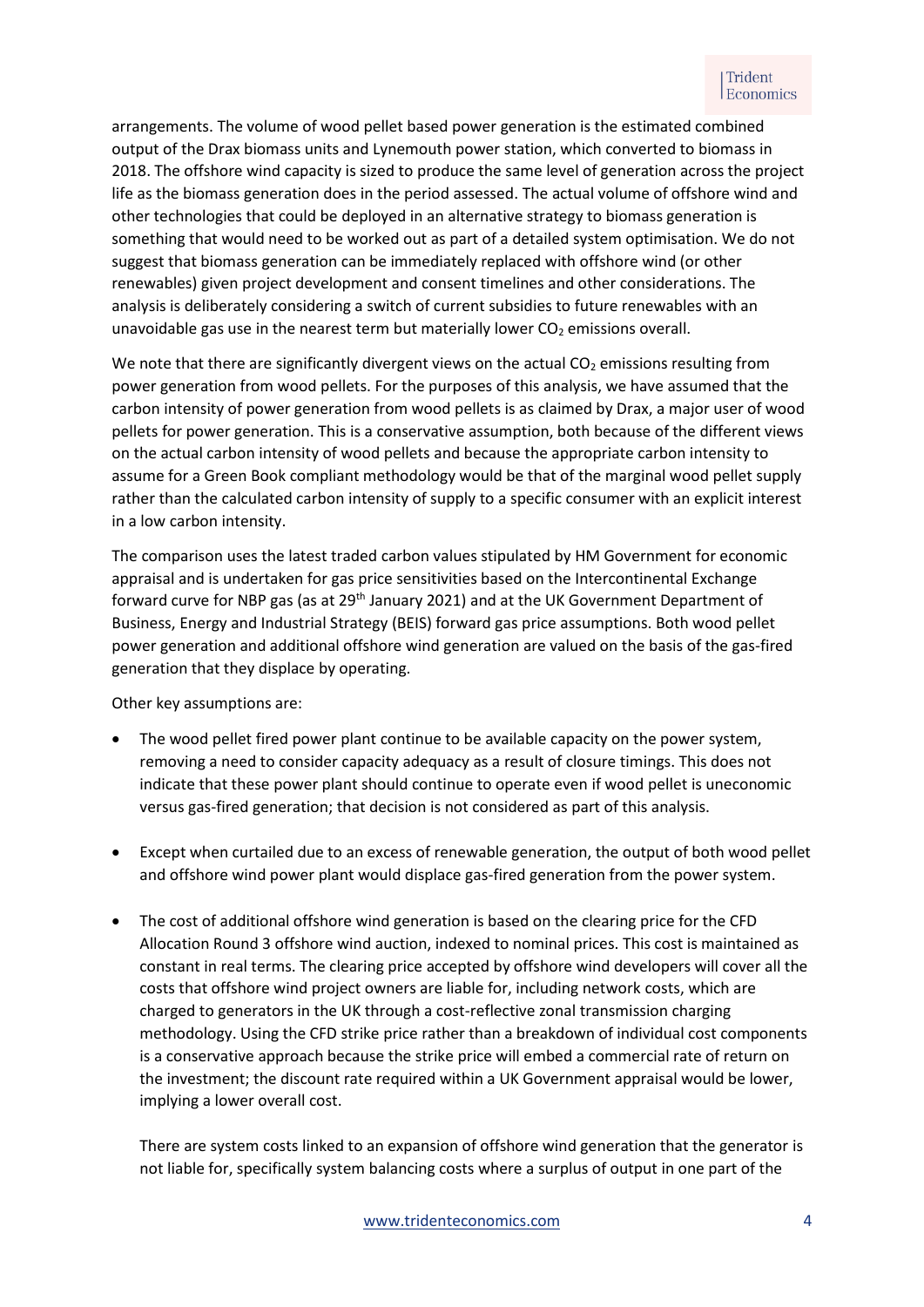arrangements. The volume of wood pellet based power generation is the estimated combined output of the Drax biomass units and Lynemouth power station, which converted to biomass in 2018. The offshore wind capacity is sized to produce the same level of generation across the project life as the biomass generation does in the period assessed. The actual volume of offshore wind and other technologies that could be deployed in an alternative strategy to biomass generation is something that would need to be worked out as part of a detailed system optimisation. We do not suggest that biomass generation can be immediately replaced with offshore wind (or other renewables) given project development and consent timelines and other considerations. The analysis is deliberately considering a switch of current subsidies to future renewables with an unavoidable gas use in the nearest term but materially lower $CO_2$ emissions overall.

We note that there are significantly divergent views on the actual $CO_2$ emissions resulting from power generation from wood pellets. For the purposes of this analysis, we have assumed that the carbon intensity of power generation from wood pellets is as claimed by Drax, a major user of wood pellets for power generation. This is a conservative assumption, both because of the different views on the actual carbon intensity of wood pellets and because the appropriate carbon intensity to assume for a Green Book compliant methodology would be that of the marginal wood pellet supply rather than the calculated carbon intensity of supply to a specific consumer with an explicit interest in a low carbon intensity.

The comparison uses the latest traded carbon values stipulated by HM Government for economic appraisal and is undertaken for gas price sensitivities based on the Intercontinental Exchange forward curve for NBP gas (as at 29th January 2021) and at the UK Government Department of Business, Energy and Industrial Strategy (BEIS) forward gas price assumptions. Both wood pellet power generation and additional offshore wind generation are valued on the basis of the gas-fired generation that they displace by operating.

Other key assumptions are:

- The wood pellet fired power plant continue to be available capacity on the power system, removing a need to consider capacity adequacy as a result of closure timings. This does not indicate that these power plant should continue to operate even if wood pellet is uneconomic versus gas-fired generation; that decision is not considered as part of this analysis.

- Except when curtailed due to an excess of renewable generation, the output of both wood pellet and offshore wind power plant would displace gas-fired generation from the power system.

- The cost of additional offshore wind generation is based on the clearing price for the CFD Allocation Round 3 offshore wind auction, indexed to nominal prices. This cost is maintained as constant in real terms. The clearing price accepted by offshore wind developers will cover all the costs that offshore wind project owners are liable for, including network costs, which are charged to generators in the UK through a cost-reflective zonal transmission charging methodology. Using the CFD strike price rather than a breakdown of individual cost components is a conservative approach because the strike price will embed a commercial rate of return on the investment; the discount rate required within a UK Government appraisal would be lower, implying a lower overall cost.

  There are system costs linked to an expansion of offshore wind generation that the generator is not liable for, specifically system balancing costs where a surplus of output in one part of the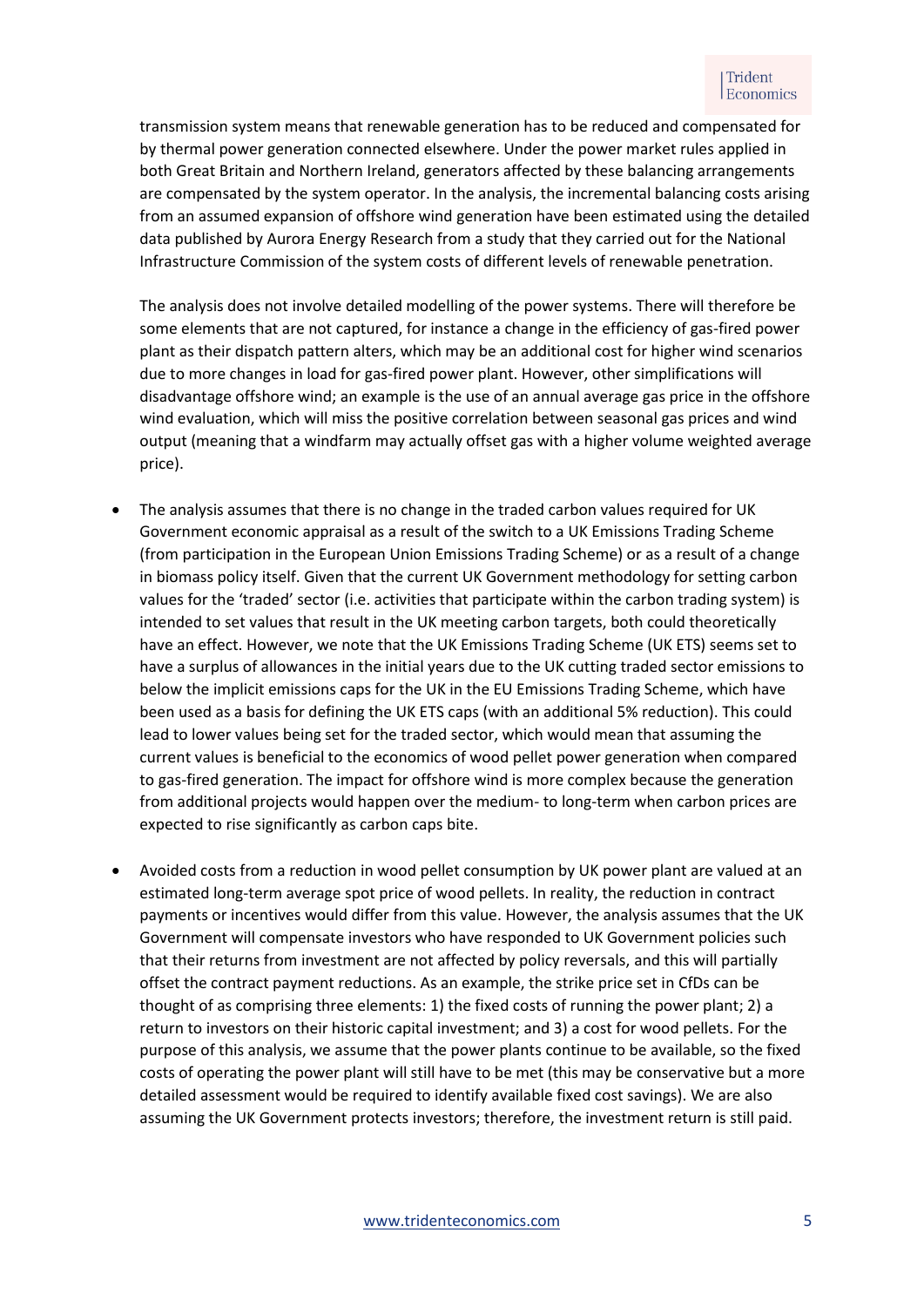transmission system means that renewable generation has to be reduced and compensated for by thermal power generation connected elsewhere. Under the power market rules applied in both Great Britain and Northern Ireland, generators affected by these balancing arrangements are compensated by the system operator. In the analysis, the incremental balancing costs arising from an assumed expansion of offshore wind generation have been estimated using the detailed data published by Aurora Energy Research from a study that they carried out for the National Infrastructure Commission of the system costs of different levels of renewable penetration.

The analysis does not involve detailed modelling of the power systems. There will therefore be some elements that are not captured, for instance a change in the efficiency of gas-fired power plant as their dispatch pattern alters, which may be an additional cost for higher wind scenarios due to more changes in load for gas-fired power plant. However, other simplifications will disadvantage offshore wind; an example is the use of an annual average gas price in the offshore wind evaluation, which will miss the positive correlation between seasonal gas prices and wind output (meaning that a windfarm may actually offset gas with a higher volume weighted average price).

- The analysis assumes that there is no change in the traded carbon values required for UK Government economic appraisal as a result of the switch to a UK Emissions Trading Scheme (from participation in the European Union Emissions Trading Scheme) or as a result of a change in biomass policy itself. Given that the current UK Government methodology for setting carbon values for the 'traded' sector (i.e. activities that participate within the carbon trading system) is intended to set values that result in the UK meeting carbon targets, both could theoretically have an effect. However, we note that the UK Emissions Trading Scheme (UK ETS) seems set to have a surplus of allowances in the initial years due to the UK cutting traded sector emissions to below the implicit emissions caps for the UK in the EU Emissions Trading Scheme, which have been used as a basis for defining the UK ETS caps (with an additional 5% reduction). This could lead to lower values being set for the traded sector, which would mean that assuming the current values is beneficial to the economics of wood pellet power generation when compared to gas-fired generation. The impact for offshore wind is more complex because the generation from additional projects would happen over the medium- to long-term when carbon prices are expected to rise significantly as carbon caps bite.

- Avoided costs from a reduction in wood pellet consumption by UK power plant are valued at an estimated long-term average spot price of wood pellets. In reality, the reduction in contract payments or incentives would differ from this value. However, the analysis assumes that the UK Government will compensate investors who have responded to UK Government policies such that their returns from investment are not affected by policy reversals, and this will partially offset the contract payment reductions. As an example, the strike price set in CfDs can be thought of as comprising three elements: 1) the fixed costs of running the power plant; 2) a return to investors on their historic capital investment; and 3) a cost for wood pellets. For the purpose of this analysis, we assume that the power plants continue to be available, so the fixed costs of operating the power plant will still have to be met (this may be conservative but a more detailed assessment would be required to identify available fixed cost savings). We are also assuming the UK Government protects investors; therefore, the investment return is still paid.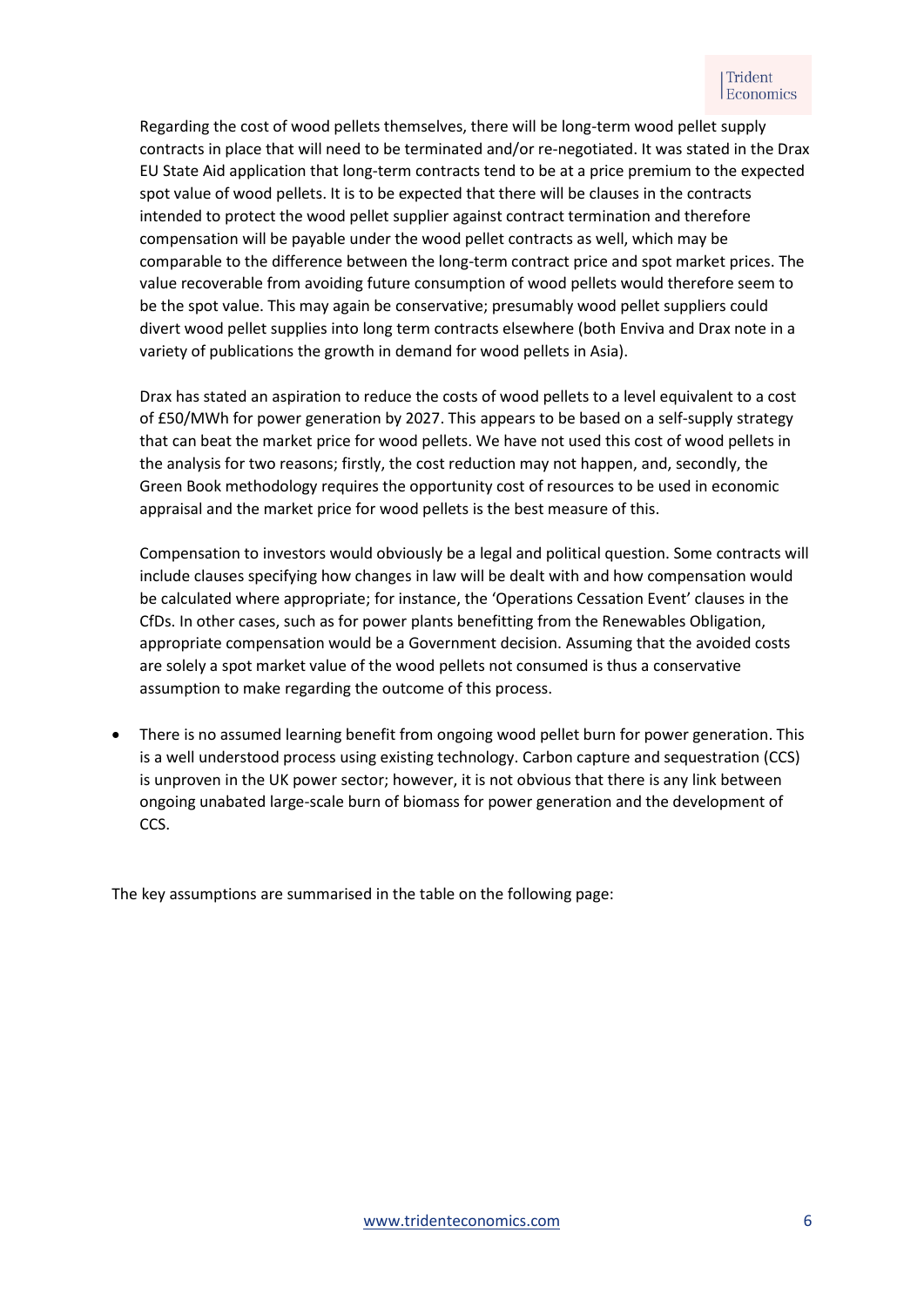Regarding the cost of wood pellets themselves, there will be long-term wood pellet supply contracts in place that will need to be terminated and/or re-negotiated. It was stated in the Drax EU State Aid application that long-term contracts tend to be at a price premium to the expected spot value of wood pellets. It is to be expected that there will be clauses in the contracts intended to protect the wood pellet supplier against contract termination and therefore compensation will be payable under the wood pellet contracts as well, which may be comparable to the difference between the long-term contract price and spot market prices. The value recoverable from avoiding future consumption of wood pellets would therefore seem to be the spot value. This may again be conservative; presumably wood pellet suppliers could divert wood pellet supplies into long term contracts elsewhere (both Enviva and Drax note in a variety of publications the growth in demand for wood pellets in Asia).

Drax has stated an aspiration to reduce the costs of wood pellets to a level equivalent to a cost of £50/MWh for power generation by 2027. This appears to be based on a self-supply strategy that can beat the market price for wood pellets. We have not used this cost of wood pellets in the analysis for two reasons; firstly, the cost reduction may not happen, and, secondly, the Green Book methodology requires the opportunity cost of resources to be used in economic appraisal and the market price for wood pellets is the best measure of this.

Compensation to investors would obviously be a legal and political question. Some contracts will include clauses specifying how changes in law will be dealt with and how compensation would be calculated where appropriate; for instance, the 'Operations Cessation Event' clauses in the CfDs. In other cases, such as for power plants benefitting from the Renewables Obligation, appropriate compensation would be a Government decision. Assuming that the avoided costs are solely a spot market value of the wood pellets not consumed is thus a conservative assumption to make regarding the outcome of this process.

- There is no assumed learning benefit from ongoing wood pellet burn for power generation. This is a well understood process using existing technology. Carbon capture and sequestration (CCS) is unproven in the UK power sector; however, it is not obvious that there is any link between ongoing unabated large-scale burn of biomass for power generation and the development of CCS.

The key assumptions are summarised in the table on the following page: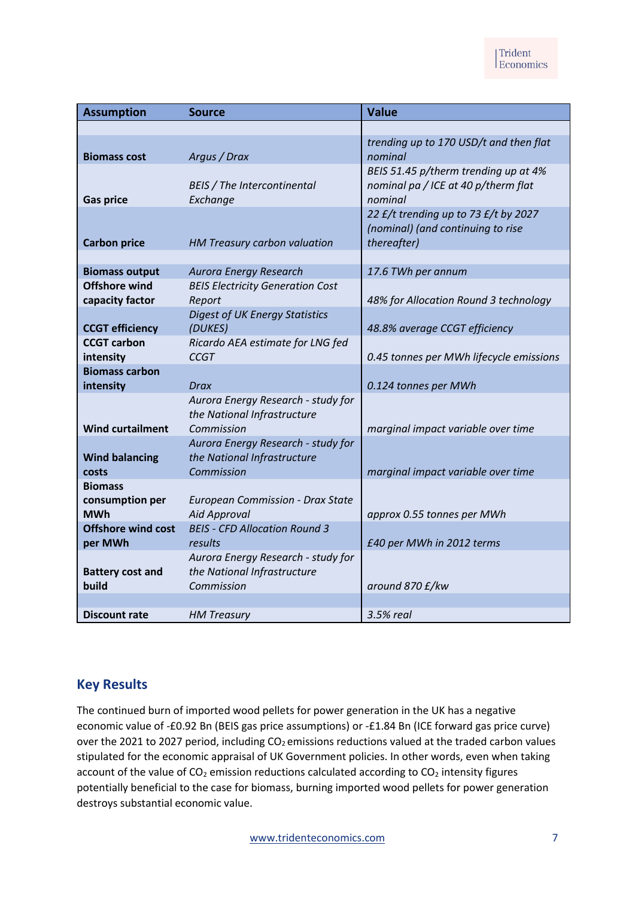| Assumption | Source | Value |
|---|---|---|
| | | |
| **Biomass cost** | *Argus / Drax* | *trending up to 170 USD/t and then flat nominal* |
| **Gas price** | *BEIS / The Intercontinental Exchange* | *BEIS 51.45 p/therm trending up at 4% nominal pa / ICE at 40 p/therm flat nominal* |
| **Carbon price** | *HM Treasury carbon valuation* | *22 £/t trending up to 73 £/t by 2027 (nominal) (and continuing to rise thereafter)* |
| | | |
| **Biomass output** | *Aurora Energy Research* | *17.6 TWh per annum* |
| **Offshore wind capacity factor** | *BEIS Electricity Generation Cost Report* | *48% for Allocation Round 3 technology* |
| **CCGT efficiency** | *Digest of UK Energy Statistics (DUKES)* | *48.8% average CCGT efficiency* |
| **CCGT carbon intensity** | *Ricardo AEA estimate for LNG fed CCGT* | *0.45 tonnes per MWh lifecycle emissions* |
| **Biomass carbon intensity** | *Drax* | *0.124 tonnes per MWh* |
| **Wind curtailment** | *Aurora Energy Research - study for the National Infrastructure Commission* | *marginal impact variable over time* |
| **Wind balancing costs** | *Aurora Energy Research - study for the National Infrastructure Commission* | *marginal impact variable over time* |
| **Biomass consumption per MWh** | *European Commission - Drax State Aid Approval* | *approx 0.55 tonnes per MWh* |
| **Offshore wind cost per MWh** | *BEIS - CFD Allocation Round 3 results* | *£40 per MWh in 2012 terms* |
| **Battery cost and build** | *Aurora Energy Research - study for the National Infrastructure Commission* | *around 870 £/kw* |
| | | |
| **Discount rate** | *HM Treasury* | *3.5% real* |

## Key Results

The continued burn of imported wood pellets for power generation in the UK has a negative economic value of -£0.92 Bn (BEIS gas price assumptions) or -£1.84 Bn (ICE forward gas price curve) over the 2021 to 2027 period, including $CO_2$ emissions reductions valued at the traded carbon values stipulated for the economic appraisal of UK Government policies. In other words, even when taking account of the value of $CO_2$ emission reductions calculated according to $CO_2$ intensity figures potentially beneficial to the case for biomass, burning imported wood pellets for power generation destroys substantial economic value.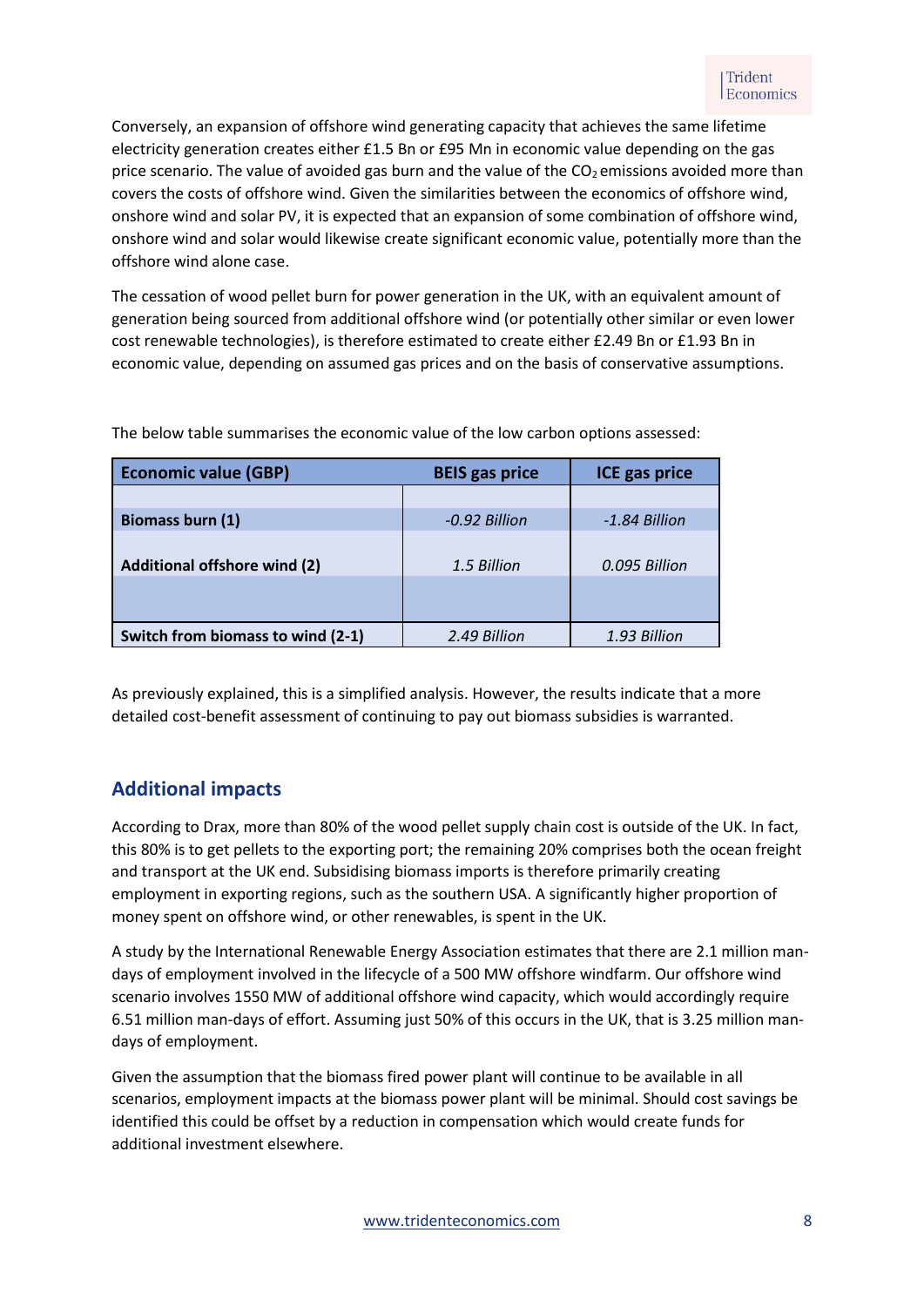Conversely, an expansion of offshore wind generating capacity that achieves the same lifetime electricity generation creates either £1.5 Bn or £95 Mn in economic value depending on the gas price scenario. The value of avoided gas burn and the value of the $CO_2$ emissions avoided more than covers the costs of offshore wind. Given the similarities between the economics of offshore wind, onshore wind and solar PV, it is expected that an expansion of some combination of offshore wind, onshore wind and solar would likewise create significant economic value, potentially more than the offshore wind alone case.

The cessation of wood pellet burn for power generation in the UK, with an equivalent amount of generation being sourced from additional offshore wind (or potentially other similar or even lower cost renewable technologies), is therefore estimated to create either £2.49 Bn or £1.93 Bn in economic value, depending on assumed gas prices and on the basis of conservative assumptions.

The below table summarises the economic value of the low carbon options assessed:

| Economic value (GBP) | BEIS gas price | ICE gas price |
|---|---|---|
| | | |
| **Biomass burn (1)** | *-0.92 Billion* | *-1.84 Billion* |
| **Additional offshore wind (2)** | *1.5 Billion* | *0.095 Billion* |
| | | |
| **Switch from biomass to wind (2-1)** | *2.49 Billion* | *1.93 Billion* |

As previously explained, this is a simplified analysis. However, the results indicate that a more detailed cost-benefit assessment of continuing to pay out biomass subsidies is warranted.

## Additional impacts

According to Drax, more than 80% of the wood pellet supply chain cost is outside of the UK. In fact, this 80% is to get pellets to the exporting port; the remaining 20% comprises both the ocean freight and transport at the UK end. Subsidising biomass imports is therefore primarily creating employment in exporting regions, such as the southern USA. A significantly higher proportion of money spent on offshore wind, or other renewables, is spent in the UK.

A study by the International Renewable Energy Association estimates that there are 2.1 million man-days of employment involved in the lifecycle of a 500 MW offshore windfarm. Our offshore wind scenario involves 1550 MW of additional offshore wind capacity, which would accordingly require 6.51 million man-days of effort. Assuming just 50% of this occurs in the UK, that is 3.25 million man-days of employment.

Given the assumption that the biomass fired power plant will continue to be available in all scenarios, employment impacts at the biomass power plant will be minimal. Should cost savings be identified this could be offset by a reduction in compensation which would create funds for additional investment elsewhere.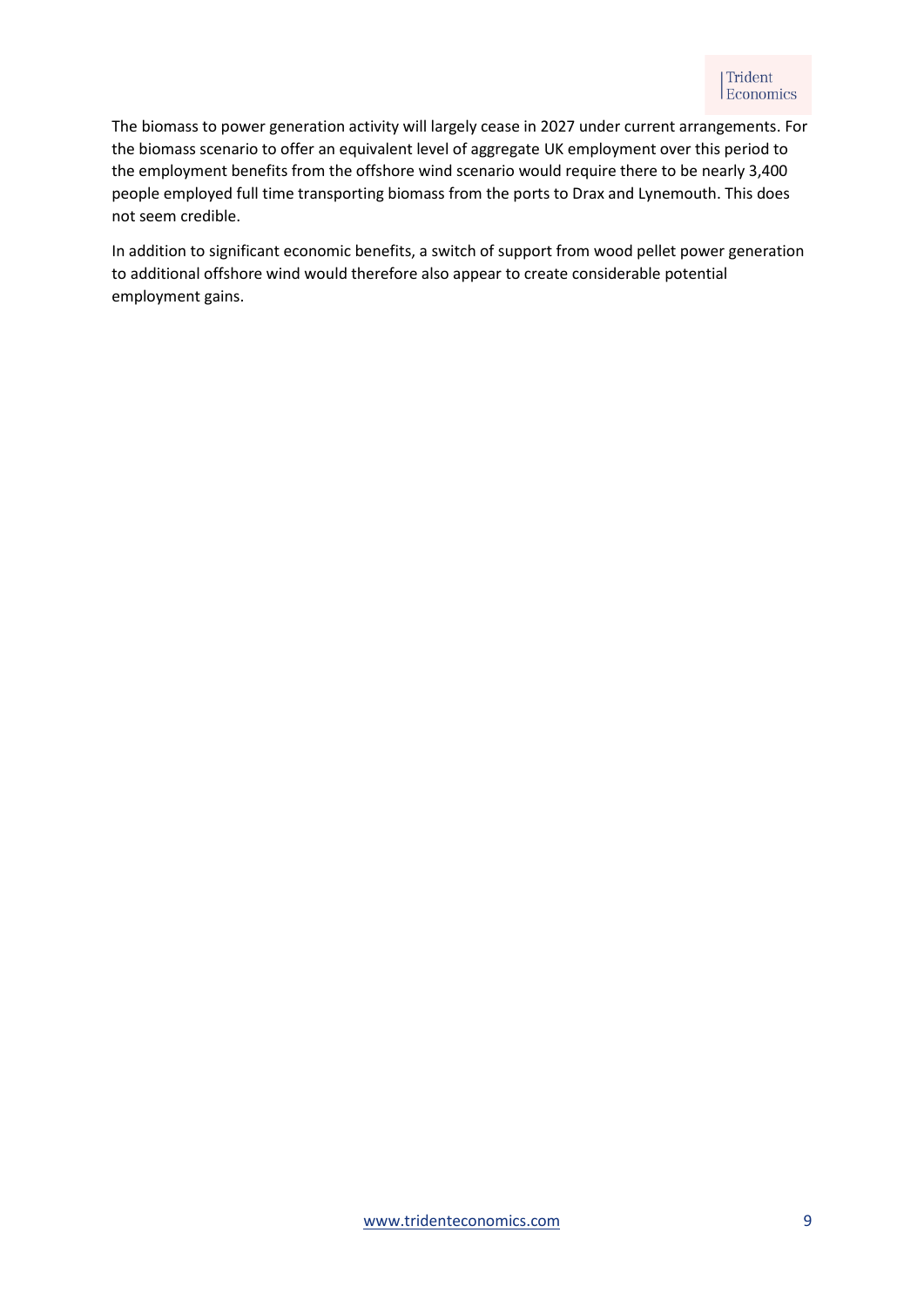The biomass to power generation activity will largely cease in 2027 under current arrangements. For the biomass scenario to offer an equivalent level of aggregate UK employment over this period to the employment benefits from the offshore wind scenario would require there to be nearly 3,400 people employed full time transporting biomass from the ports to Drax and Lynemouth. This does not seem credible.

In addition to significant economic benefits, a switch of support from wood pellet power generation to additional offshore wind would therefore also appear to create considerable potential employment gains.